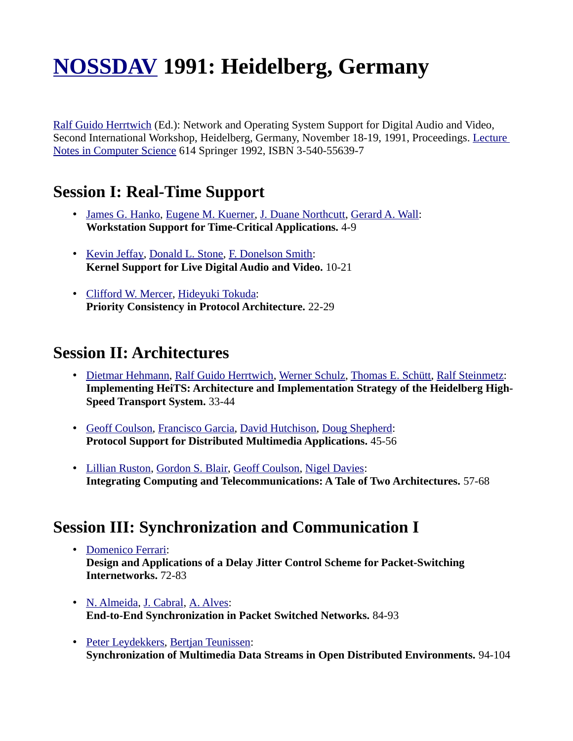# NOSSDAV 1991: Heidelberg, Germany

Ralf Guido Herrtwich (Ed.): Network and Operating System Support for Digital Audio and Video, Second International Workshop, Heidelberg, Germany, November 18-19, 1991, Proceedings. Lecture Notes in Computer Science 614 Springer 1992, ISBN 3-540-55639-7

## Session I: Real-Time Support

- James G. Hanko, Eugene M. Kuerner, J. Duane Northcutt, Gerard A. Wall:
  **Workstation Support for Time-Critical Applications.** 4-9
- Kevin Jeffay, Donald L. Stone, F. Donelson Smith:
  **Kernel Support for Live Digital Audio and Video.** 10-21
- Clifford W. Mercer, Hideyuki Tokuda:
  **Priority Consistency in Protocol Architecture.** 22-29

## Session II: Architectures

- Dietmar Hehmann, Ralf Guido Herrtwich, Werner Schulz, Thomas E. Schütt, Ralf Steinmetz:
  **Implementing HeiTS: Architecture and Implementation Strategy of the Heidelberg High-Speed Transport System.** 33-44
- Geoff Coulson, Francisco Garcia, David Hutchison, Doug Shepherd:
  **Protocol Support for Distributed Multimedia Applications.** 45-56
- Lillian Ruston, Gordon S. Blair, Geoff Coulson, Nigel Davies:
  **Integrating Computing and Telecommunications: A Tale of Two Architectures.** 57-68

## Session III: Synchronization and Communication I

- Domenico Ferrari:
  **Design and Applications of a Delay Jitter Control Scheme for Packet-Switching Internetworks.** 72-83
- N. Almeida, J. Cabral, A. Alves:
  **End-to-End Synchronization in Packet Switched Networks.** 84-93
- Peter Leydekkers, Bertjan Teunissen:
  **Synchronization of Multimedia Data Streams in Open Distributed Environments.** 94-104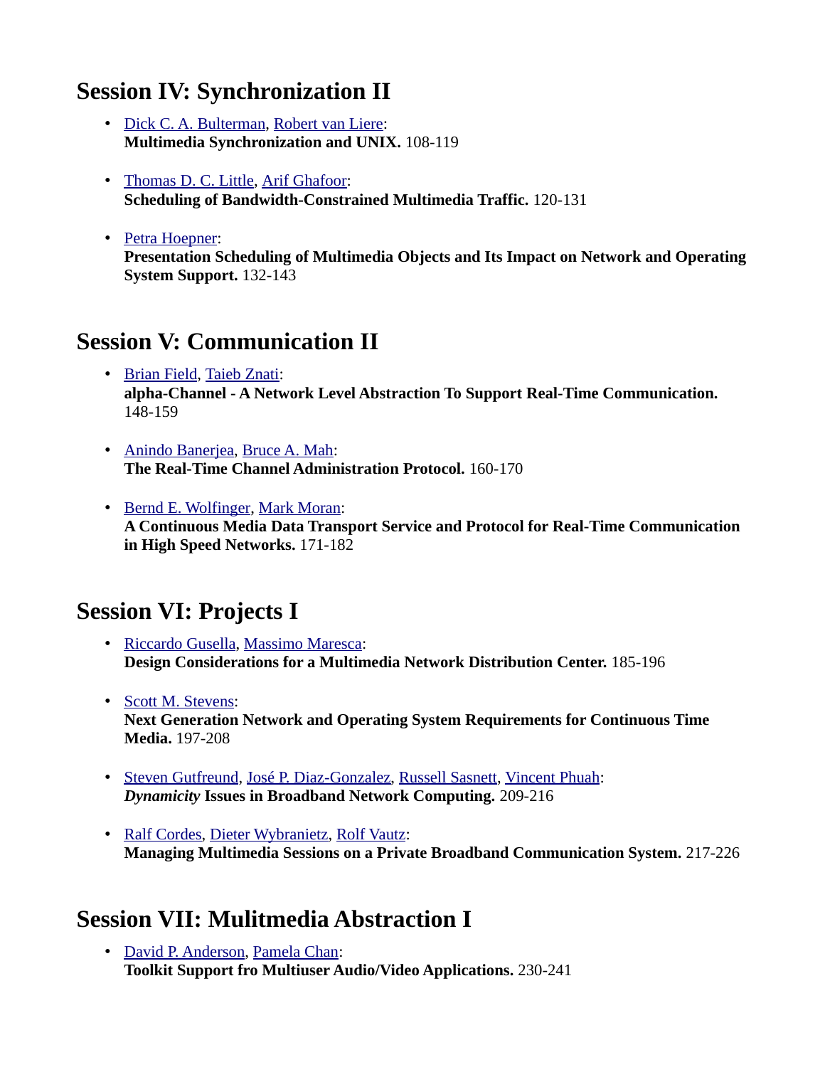## Session IV: Synchronization II

- Dick C. A. Bulterman, Robert van Liere:
  **Multimedia Synchronization and UNIX.** 108-119

- Thomas D. C. Little, Arif Ghafoor:
  **Scheduling of Bandwidth-Constrained Multimedia Traffic.** 120-131

- Petra Hoepner:
  **Presentation Scheduling of Multimedia Objects and Its Impact on Network and Operating System Support.** 132-143

## Session V: Communication II

- Brian Field, Taieb Znati:
  **alpha-Channel - A Network Level Abstraction To Support Real-Time Communication.** 148-159

- Anindo Banerjea, Bruce A. Mah:
  **The Real-Time Channel Administration Protocol.** 160-170

- Bernd E. Wolfinger, Mark Moran:
  **A Continuous Media Data Transport Service and Protocol for Real-Time Communication in High Speed Networks.** 171-182

## Session VI: Projects I

- Riccardo Gusella, Massimo Maresca:
  **Design Considerations for a Multimedia Network Distribution Center.** 185-196

- Scott M. Stevens:
  **Next Generation Network and Operating System Requirements for Continuous Time Media.** 197-208

- Steven Gutfreund, José P. Diaz-Gonzalez, Russell Sasnett, Vincent Phuah:
  ***Dynamicity* Issues in Broadband Network Computing.** 209-216

- Ralf Cordes, Dieter Wybranietz, Rolf Vautz:
  **Managing Multimedia Sessions on a Private Broadband Communication System.** 217-226

## Session VII: Mulitmedia Abstraction I

- David P. Anderson, Pamela Chan:
  **Toolkit Support fro Multiuser Audio/Video Applications.** 230-241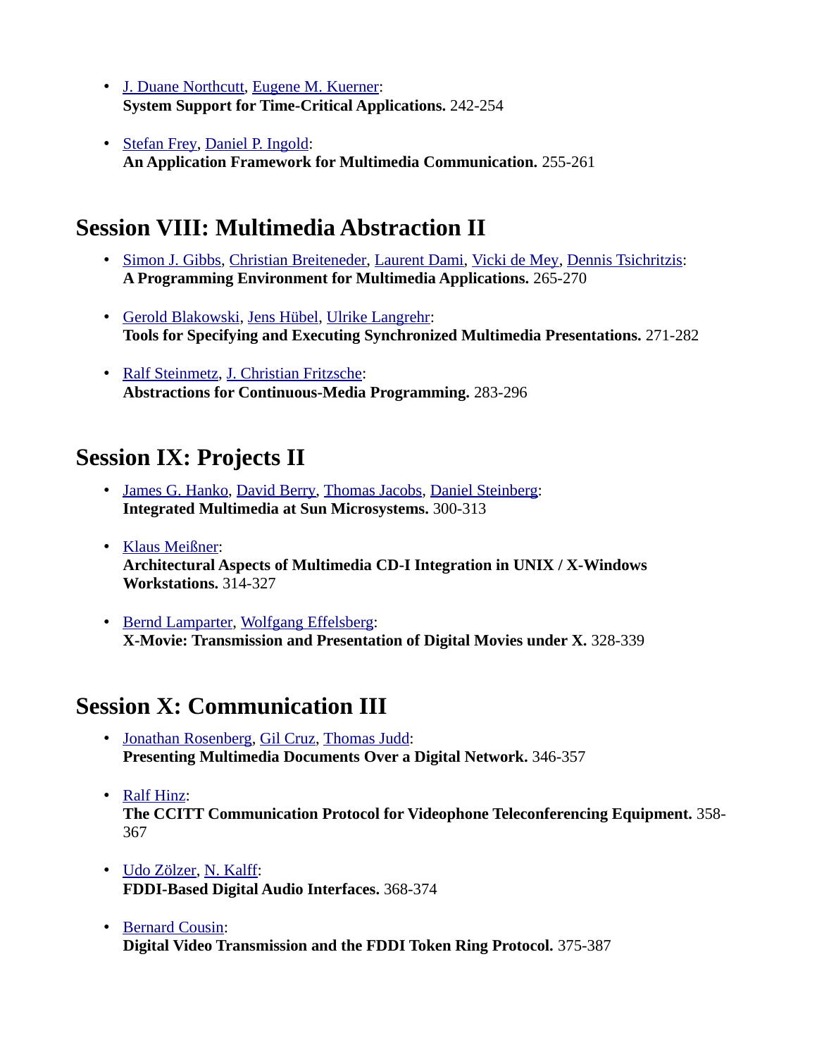- J. Duane Northcutt, Eugene M. Kuerner:
  **System Support for Time-Critical Applications.** 242-254

- Stefan Frey, Daniel P. Ingold:
  **An Application Framework for Multimedia Communication.** 255-261

## Session VIII: Multimedia Abstraction II

- Simon J. Gibbs, Christian Breiteneder, Laurent Dami, Vicki de Mey, Dennis Tsichritzis:
  **A Programming Environment for Multimedia Applications.** 265-270

- Gerold Blakowski, Jens Hübel, Ulrike Langrehr:
  **Tools for Specifying and Executing Synchronized Multimedia Presentations.** 271-282

- Ralf Steinmetz, J. Christian Fritzsche:
  **Abstractions for Continuous-Media Programming.** 283-296

## Session IX: Projects II

- James G. Hanko, David Berry, Thomas Jacobs, Daniel Steinberg:
  **Integrated Multimedia at Sun Microsystems.** 300-313

- Klaus Meißner:
  **Architectural Aspects of Multimedia CD-I Integration in UNIX / X-Windows Workstations.** 314-327

- Bernd Lamparter, Wolfgang Effelsberg:
  **X-Movie: Transmission and Presentation of Digital Movies under X.** 328-339

## Session X: Communication III

- Jonathan Rosenberg, Gil Cruz, Thomas Judd:
  **Presenting Multimedia Documents Over a Digital Network.** 346-357

- Ralf Hinz:
  **The CCITT Communication Protocol for Videophone Teleconferencing Equipment.** 358-367

- Udo Zölzer, N. Kalff:
  **FDDI-Based Digital Audio Interfaces.** 368-374

- Bernard Cousin:
  **Digital Video Transmission and the FDDI Token Ring Protocol.** 375-387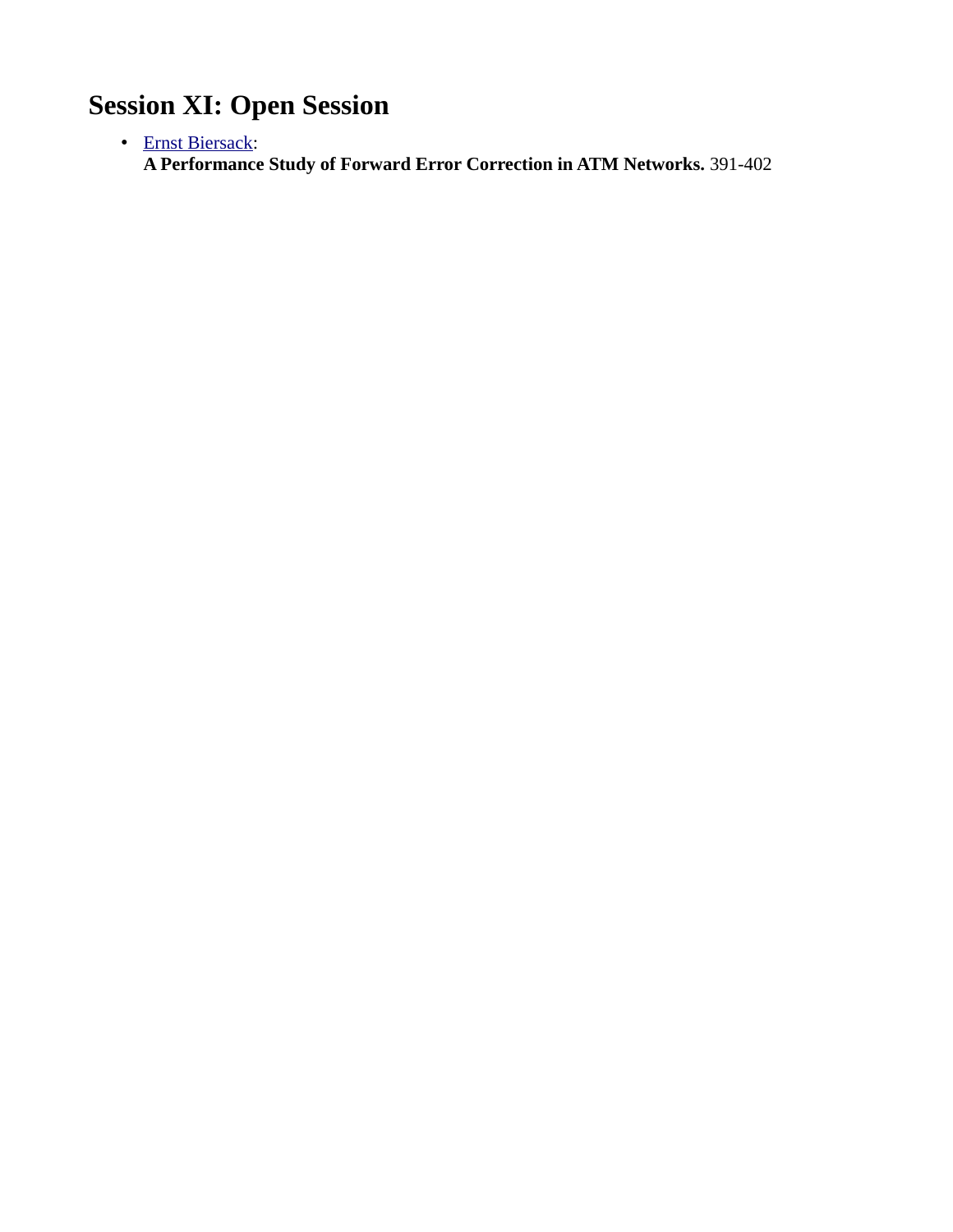## Session XI: Open Session

- Ernst Biersack:
  **A Performance Study of Forward Error Correction in ATM Networks.** 391-402